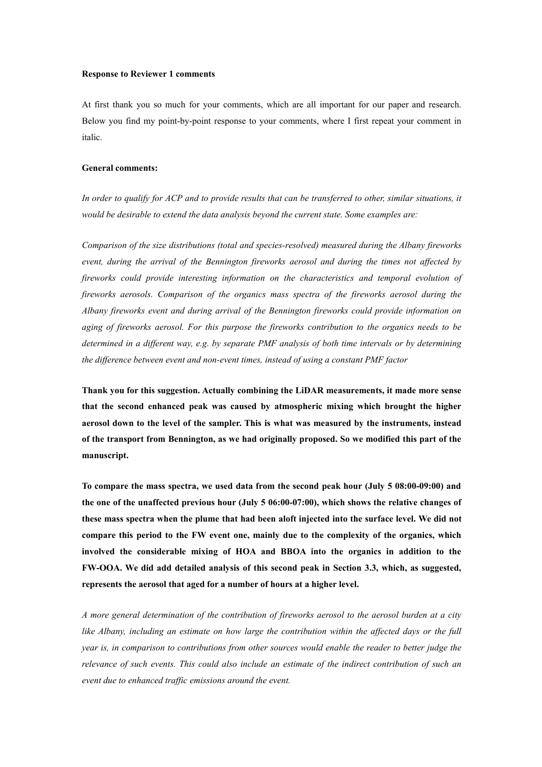**Response to Reviewer 1 comments**

At first thank you so much for your comments, which are all important for our paper and research. Below you find my point-by-point response to your comments, where I first repeat your comment in italic.

**General comments:**

*In order to qualify for ACP and to provide results that can be transferred to other, similar situations, it would be desirable to extend the data analysis beyond the current state. Some examples are:*

*Comparison of the size distributions (total and species-resolved) measured during the Albany fireworks event, during the arrival of the Bennington fireworks aerosol and during the times not affected by fireworks could provide interesting information on the characteristics and temporal evolution of fireworks aerosols. Comparison of the organics mass spectra of the fireworks aerosol during the Albany fireworks event and during arrival of the Bennington fireworks could provide information on aging of fireworks aerosol. For this purpose the fireworks contribution to the organics needs to be determined in a different way, e.g. by separate PMF analysis of both time intervals or by determining the difference between event and non-event times, instead of using a constant PMF factor*

**Thank you for this suggestion. Actually combining the LiDAR measurements, it made more sense that the second enhanced peak was caused by atmospheric mixing which brought the higher aerosol down to the level of the sampler. This is what was measured by the instruments, instead of the transport from Bennington, as we had originally proposed. So we modified this part of the manuscript.**

**To compare the mass spectra, we used data from the second peak hour (July 5 08:00-09:00) and the one of the unaffected previous hour (July 5 06:00-07:00), which shows the relative changes of these mass spectra when the plume that had been aloft injected into the surface level. We did not compare this period to the FW event one, mainly due to the complexity of the organics, which involved the considerable mixing of HOA and BBOA into the organics in addition to the FW-OOA. We did add detailed analysis of this second peak in Section 3.3, which, as suggested, represents the aerosol that aged for a number of hours at a higher level.**

*A more general determination of the contribution of fireworks aerosol to the aerosol burden at a city like Albany, including an estimate on how large the contribution within the affected days or the full year is, in comparison to contributions from other sources would enable the reader to better judge the relevance of such events. This could also include an estimate of the indirect contribution of such an event due to enhanced traffic emissions around the event.*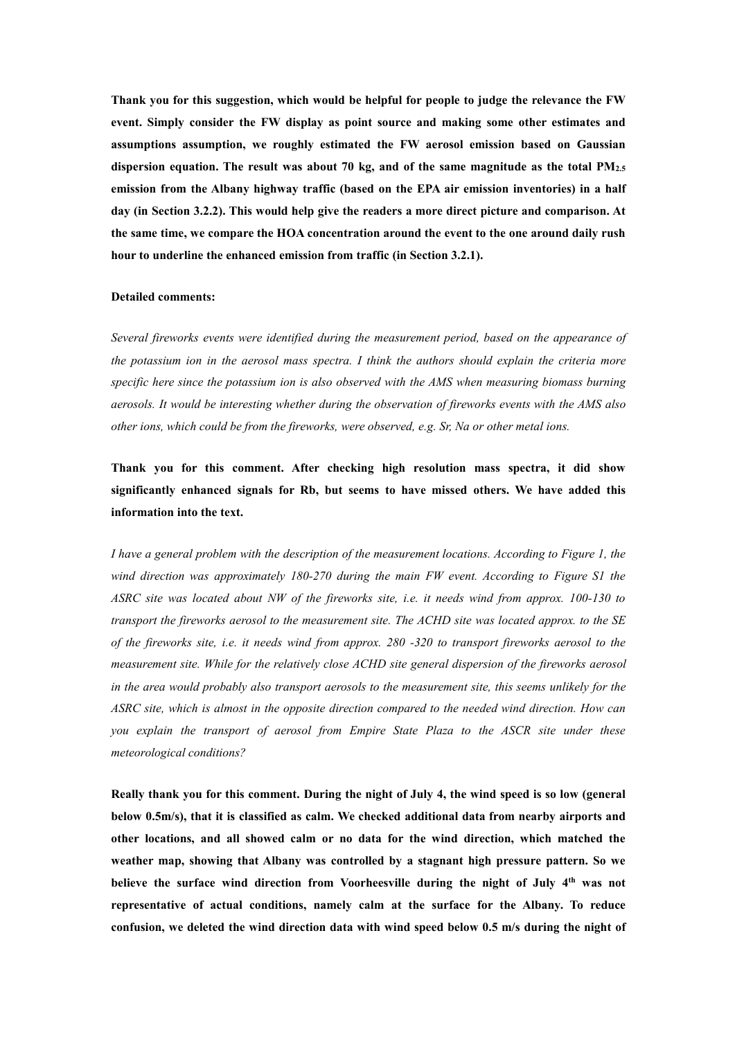**Thank you for this suggestion, which would be helpful for people to judge the relevance the FW event. Simply consider the FW display as point source and making some other estimates and assumptions assumption, we roughly estimated the FW aerosol emission based on Gaussian dispersion equation. The result was about 70 kg, and of the same magnitude as the total $PM_{2.5}$ emission from the Albany highway traffic (based on the EPA air emission inventories) in a half day (in Section 3.2.2). This would help give the readers a more direct picture and comparison. At the same time, we compare the HOA concentration around the event to the one around daily rush hour to underline the enhanced emission from traffic (in Section 3.2.1).**

**Detailed comments:**

*Several fireworks events were identified during the measurement period, based on the appearance of the potassium ion in the aerosol mass spectra. I think the authors should explain the criteria more specific here since the potassium ion is also observed with the AMS when measuring biomass burning aerosols. It would be interesting whether during the observation of fireworks events with the AMS also other ions, which could be from the fireworks, were observed, e.g. Sr, Na or other metal ions.*

**Thank you for this comment. After checking high resolution mass spectra, it did show significantly enhanced signals for Rb, but seems to have missed others. We have added this information into the text.**

*I have a general problem with the description of the measurement locations. According to Figure 1, the wind direction was approximately 180-270 during the main FW event. According to Figure S1 the ASRC site was located about NW of the fireworks site, i.e. it needs wind from approx. 100-130 to transport the fireworks aerosol to the measurement site. The ACHD site was located approx. to the SE of the fireworks site, i.e. it needs wind from approx. 280 -320 to transport fireworks aerosol to the measurement site. While for the relatively close ACHD site general dispersion of the fireworks aerosol in the area would probably also transport aerosols to the measurement site, this seems unlikely for the ASRC site, which is almost in the opposite direction compared to the needed wind direction. How can you explain the transport of aerosol from Empire State Plaza to the ASCR site under these meteorological conditions?*

**Really thank you for this comment. During the night of July 4, the wind speed is so low (general below 0.5m/s), that it is classified as calm. We checked additional data from nearby airports and other locations, and all showed calm or no data for the wind direction, which matched the weather map, showing that Albany was controlled by a stagnant high pressure pattern. So we believe the surface wind direction from Voorheesville during the night of July 4th was not representative of actual conditions, namely calm at the surface for the Albany. To reduce confusion, we deleted the wind direction data with wind speed below 0.5 m/s during the night of**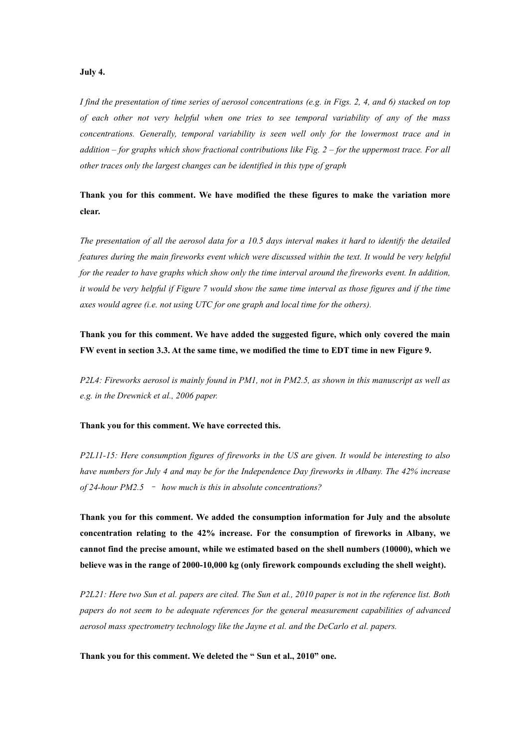**July 4.**

*I find the presentation of time series of aerosol concentrations (e.g. in Figs. 2, 4, and 6) stacked on top of each other not very helpful when one tries to see temporal variability of any of the mass concentrations. Generally, temporal variability is seen well only for the lowermost trace and in addition – for graphs which show fractional contributions like Fig. 2 – for the uppermost trace. For all other traces only the largest changes can be identified in this type of graph*

**Thank you for this comment. We have modified the these figures to make the variation more clear.**

*The presentation of all the aerosol data for a 10.5 days interval makes it hard to identify the detailed features during the main fireworks event which were discussed within the text. It would be very helpful for the reader to have graphs which show only the time interval around the fireworks event. In addition, it would be very helpful if Figure 7 would show the same time interval as those figures and if the time axes would agree (i.e. not using UTC for one graph and local time for the others).*

**Thank you for this comment. We have added the suggested figure, which only covered the main FW event in section 3.3. At the same time, we modified the time to EDT time in new Figure 9.**

*P2L4: Fireworks aerosol is mainly found in PM1, not in PM2.5, as shown in this manuscript as well as e.g. in the Drewnick et al., 2006 paper.*

**Thank you for this comment. We have corrected this.**

*P2L11-15: Here consumption figures of fireworks in the US are given. It would be interesting to also have numbers for July 4 and may be for the Independence Day fireworks in Albany. The 42% increase of 24-hour PM2.5 – how much is this in absolute concentrations?*

**Thank you for this comment. We added the consumption information for July and the absolute concentration relating to the 42% increase. For the consumption of fireworks in Albany, we cannot find the precise amount, while we estimated based on the shell numbers (10000), which we believe was in the range of 2000-10,000 kg (only firework compounds excluding the shell weight).**

*P2L21: Here two Sun et al. papers are cited. The Sun et al., 2010 paper is not in the reference list. Both papers do not seem to be adequate references for the general measurement capabilities of advanced aerosol mass spectrometry technology like the Jayne et al. and the DeCarlo et al. papers.*

**Thank you for this comment. We deleted the " Sun et al., 2010" one.**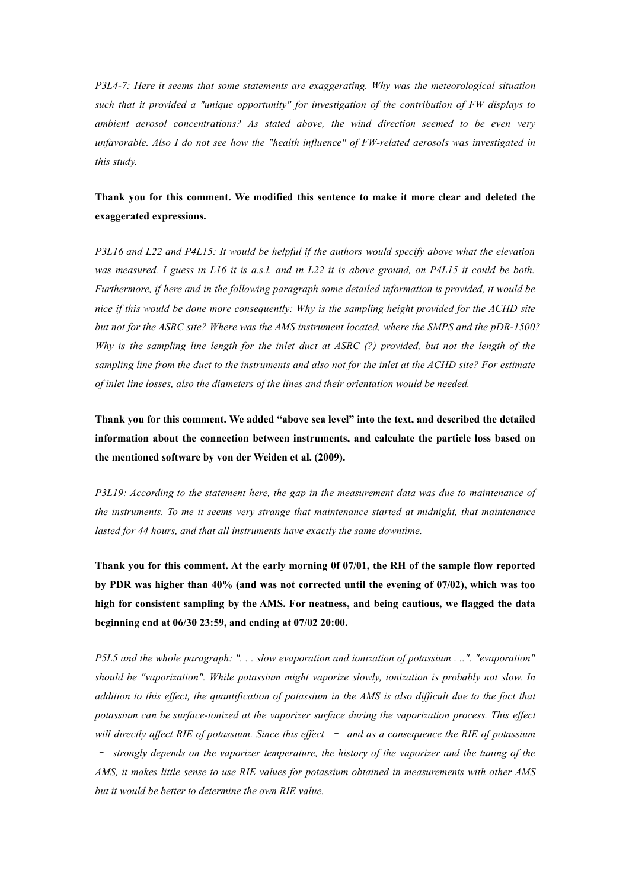*P3L4-7: Here it seems that some statements are exaggerating. Why was the meteorological situation such that it provided a "unique opportunity" for investigation of the contribution of FW displays to ambient aerosol concentrations? As stated above, the wind direction seemed to be even very unfavorable. Also I do not see how the "health influence" of FW-related aerosols was investigated in this study.*

**Thank you for this comment. We modified this sentence to make it more clear and deleted the exaggerated expressions.**

*P3L16 and L22 and P4L15: It would be helpful if the authors would specify above what the elevation was measured. I guess in L16 it is a.s.l. and in L22 it is above ground, on P4L15 it could be both. Furthermore, if here and in the following paragraph some detailed information is provided, it would be nice if this would be done more consequently: Why is the sampling height provided for the ACHD site but not for the ASRC site? Where was the AMS instrument located, where the SMPS and the pDR-1500? Why is the sampling line length for the inlet duct at ASRC (?) provided, but not the length of the sampling line from the duct to the instruments and also not for the inlet at the ACHD site? For estimate of inlet line losses, also the diameters of the lines and their orientation would be needed.*

**Thank you for this comment. We added "above sea level" into the text, and described the detailed information about the connection between instruments, and calculate the particle loss based on the mentioned software by von der Weiden et al. (2009).**

*P3L19: According to the statement here, the gap in the measurement data was due to maintenance of the instruments. To me it seems very strange that maintenance started at midnight, that maintenance lasted for 44 hours, and that all instruments have exactly the same downtime.*

**Thank you for this comment. At the early morning 0f 07/01, the RH of the sample flow reported by PDR was higher than 40% (and was not corrected until the evening of 07/02), which was too high for consistent sampling by the AMS. For neatness, and being cautious, we flagged the data beginning end at 06/30 23:59, and ending at 07/02 20:00.**

*P5L5 and the whole paragraph: ". . . slow evaporation and ionization of potassium . ..". "evaporation" should be "vaporization". While potassium might vaporize slowly, ionization is probably not slow. In addition to this effect, the quantification of potassium in the AMS is also difficult due to the fact that potassium can be surface-ionized at the vaporizer surface during the vaporization process. This effect will directly affect RIE of potassium. Since this effect – and as a consequence the RIE of potassium – strongly depends on the vaporizer temperature, the history of the vaporizer and the tuning of the AMS, it makes little sense to use RIE values for potassium obtained in measurements with other AMS but it would be better to determine the own RIE value.*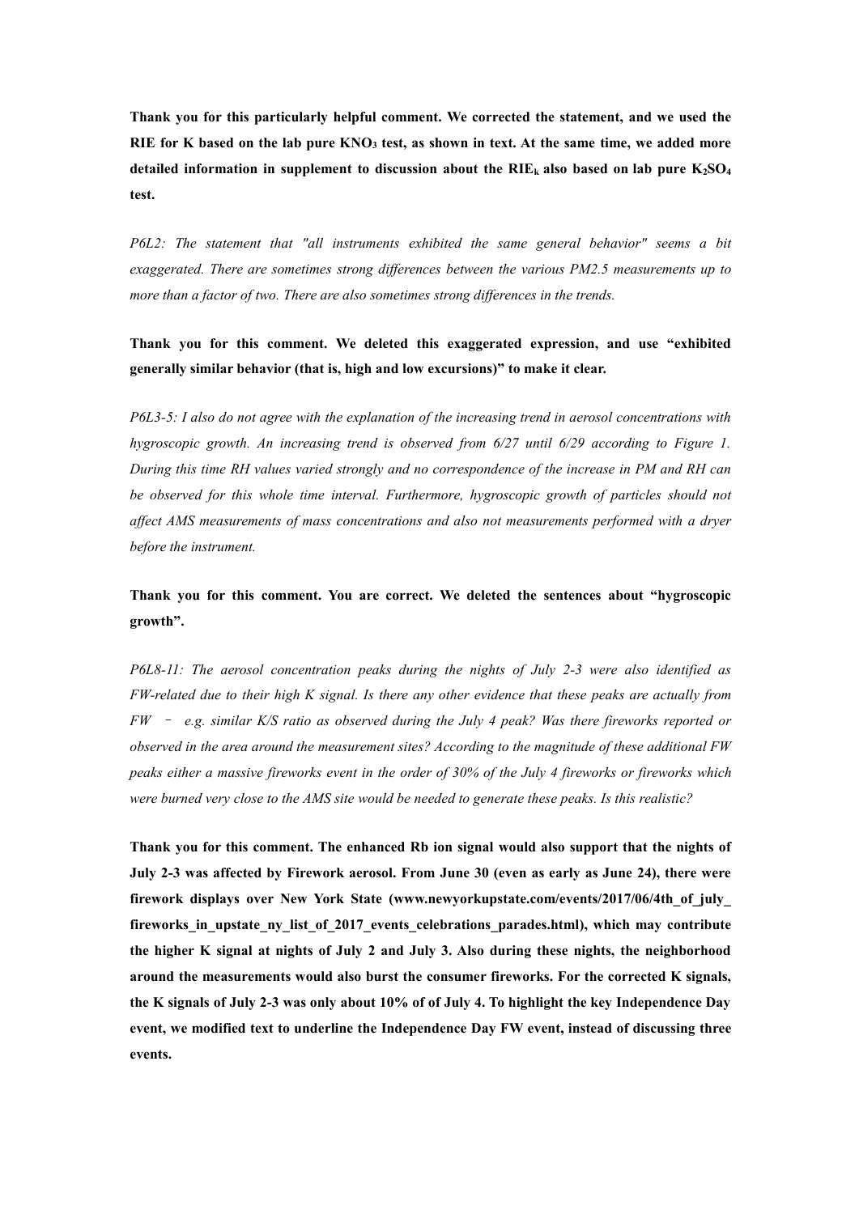**Thank you for this particularly helpful comment. We corrected the statement, and we used the RIE for K based on the lab pure $KNO_3$ test, as shown in text. At the same time, we added more detailed information in supplement to discussion about the $RIE_k$ also based on lab pure $K_2SO_4$ test.**

*P6L2: The statement that "all instruments exhibited the same general behavior" seems a bit exaggerated. There are sometimes strong differences between the various PM2.5 measurements up to more than a factor of two. There are also sometimes strong differences in the trends.*

**Thank you for this comment. We deleted this exaggerated expression, and use "exhibited generally similar behavior (that is, high and low excursions)" to make it clear.**

*P6L3-5: I also do not agree with the explanation of the increasing trend in aerosol concentrations with hygroscopic growth. An increasing trend is observed from 6/27 until 6/29 according to Figure 1. During this time RH values varied strongly and no correspondence of the increase in PM and RH can be observed for this whole time interval. Furthermore, hygroscopic growth of particles should not affect AMS measurements of mass concentrations and also not measurements performed with a dryer before the instrument.*

**Thank you for this comment. You are correct. We deleted the sentences about "hygroscopic growth".**

*P6L8-11: The aerosol concentration peaks during the nights of July 2-3 were also identified as FW-related due to their high K signal. Is there any other evidence that these peaks are actually from FW – e.g. similar K/S ratio as observed during the July 4 peak? Was there fireworks reported or observed in the area around the measurement sites? According to the magnitude of these additional FW peaks either a massive fireworks event in the order of 30% of the July 4 fireworks or fireworks which were burned very close to the AMS site would be needed to generate these peaks. Is this realistic?*

**Thank you for this comment. The enhanced Rb ion signal would also support that the nights of July 2-3 was affected by Firework aerosol. From June 30 (even as early as June 24), there were firework displays over New York State (www.newyorkupstate.com/events/2017/06/4th_of_july_fireworks_in_upstate_ny_list_of_2017_events_celebrations_parades.html), which may contribute the higher K signal at nights of July 2 and July 3. Also during these nights, the neighborhood around the measurements would also burst the consumer fireworks. For the corrected K signals, the K signals of July 2-3 was only about 10% of of July 4. To highlight the key Independence Day event, we modified text to underline the Independence Day FW event, instead of discussing three events.**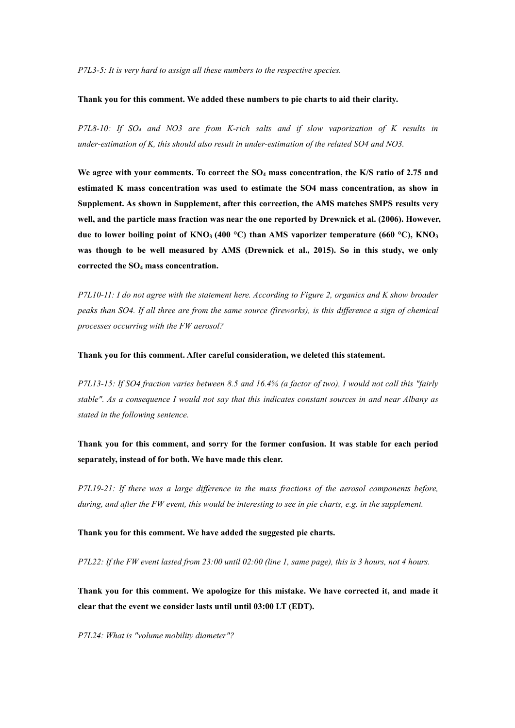*P7L3-5: It is very hard to assign all these numbers to the respective species.*

**Thank you for this comment. We added these numbers to pie charts to aid their clarity.**

*P7L8-10: If $SO_4$ and NO3 are from K-rich salts and if slow vaporization of K results in under-estimation of K, this should also result in under-estimation of the related SO4 and NO3.*

**We agree with your comments. To correct the $SO_4$ mass concentration, the K/S ratio of 2.75 and estimated K mass concentration was used to estimate the SO4 mass concentration, as show in Supplement. As shown in Supplement, after this correction, the AMS matches SMPS results very well, and the particle mass fraction was near the one reported by Drewnick et al. (2006). However, due to lower boiling point of $KNO_3$ (400 °C) than AMS vaporizer temperature (660 °C), $KNO_3$ was though to be well measured by AMS (Drewnick et al., 2015). So in this study, we only corrected the $SO_4$ mass concentration.**

*P7L10-11: I do not agree with the statement here. According to Figure 2, organics and K show broader peaks than SO4. If all three are from the same source (fireworks), is this difference a sign of chemical processes occurring with the FW aerosol?*

**Thank you for this comment. After careful consideration, we deleted this statement.**

*P7L13-15: If SO4 fraction varies between 8.5 and 16.4% (a factor of two), I would not call this "fairly stable". As a consequence I would not say that this indicates constant sources in and near Albany as stated in the following sentence.*

**Thank you for this comment, and sorry for the former confusion. It was stable for each period separately, instead of for both. We have made this clear.**

*P7L19-21: If there was a large difference in the mass fractions of the aerosol components before, during, and after the FW event, this would be interesting to see in pie charts, e.g. in the supplement.*

**Thank you for this comment. We have added the suggested pie charts.**

*P7L22: If the FW event lasted from 23:00 until 02:00 (line 1, same page), this is 3 hours, not 4 hours.*

**Thank you for this comment. We apologize for this mistake. We have corrected it, and made it clear that the event we consider lasts until until 03:00 LT (EDT).**

*P7L24: What is "volume mobility diameter"?*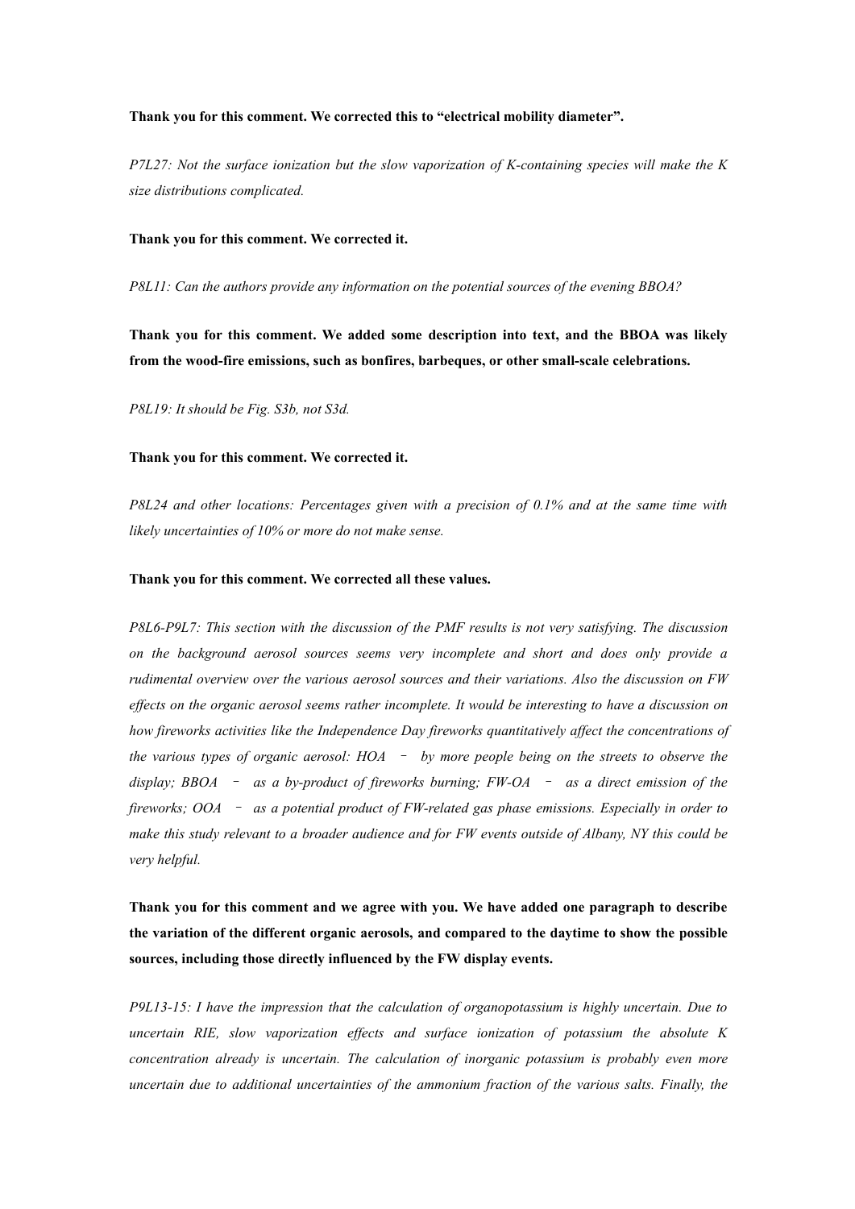**Thank you for this comment. We corrected this to "electrical mobility diameter".**

*P7L27: Not the surface ionization but the slow vaporization of K-containing species will make the K size distributions complicated.*

**Thank you for this comment. We corrected it.**

*P8L11: Can the authors provide any information on the potential sources of the evening BBOA?*

**Thank you for this comment. We added some description into text, and the BBOA was likely from the wood-fire emissions, such as bonfires, barbeques, or other small-scale celebrations.**

*P8L19: It should be Fig. S3b, not S3d.*

**Thank you for this comment. We corrected it.**

*P8L24 and other locations: Percentages given with a precision of 0.1% and at the same time with likely uncertainties of 10% or more do not make sense.*

**Thank you for this comment. We corrected all these values.**

*P8L6-P9L7: This section with the discussion of the PMF results is not very satisfying. The discussion on the background aerosol sources seems very incomplete and short and does only provide a rudimental overview over the various aerosol sources and their variations. Also the discussion on FW effects on the organic aerosol seems rather incomplete. It would be interesting to have a discussion on how fireworks activities like the Independence Day fireworks quantitatively affect the concentrations of the various types of organic aerosol: HOA – by more people being on the streets to observe the display; BBOA – as a by-product of fireworks burning; FW-OA – as a direct emission of the fireworks; OOA – as a potential product of FW-related gas phase emissions. Especially in order to make this study relevant to a broader audience and for FW events outside of Albany, NY this could be very helpful.*

**Thank you for this comment and we agree with you. We have added one paragraph to describe the variation of the different organic aerosols, and compared to the daytime to show the possible sources, including those directly influenced by the FW display events.**

*P9L13-15: I have the impression that the calculation of organopotassium is highly uncertain. Due to uncertain RIE, slow vaporization effects and surface ionization of potassium the absolute K concentration already is uncertain. The calculation of inorganic potassium is probably even more uncertain due to additional uncertainties of the ammonium fraction of the various salts. Finally, the*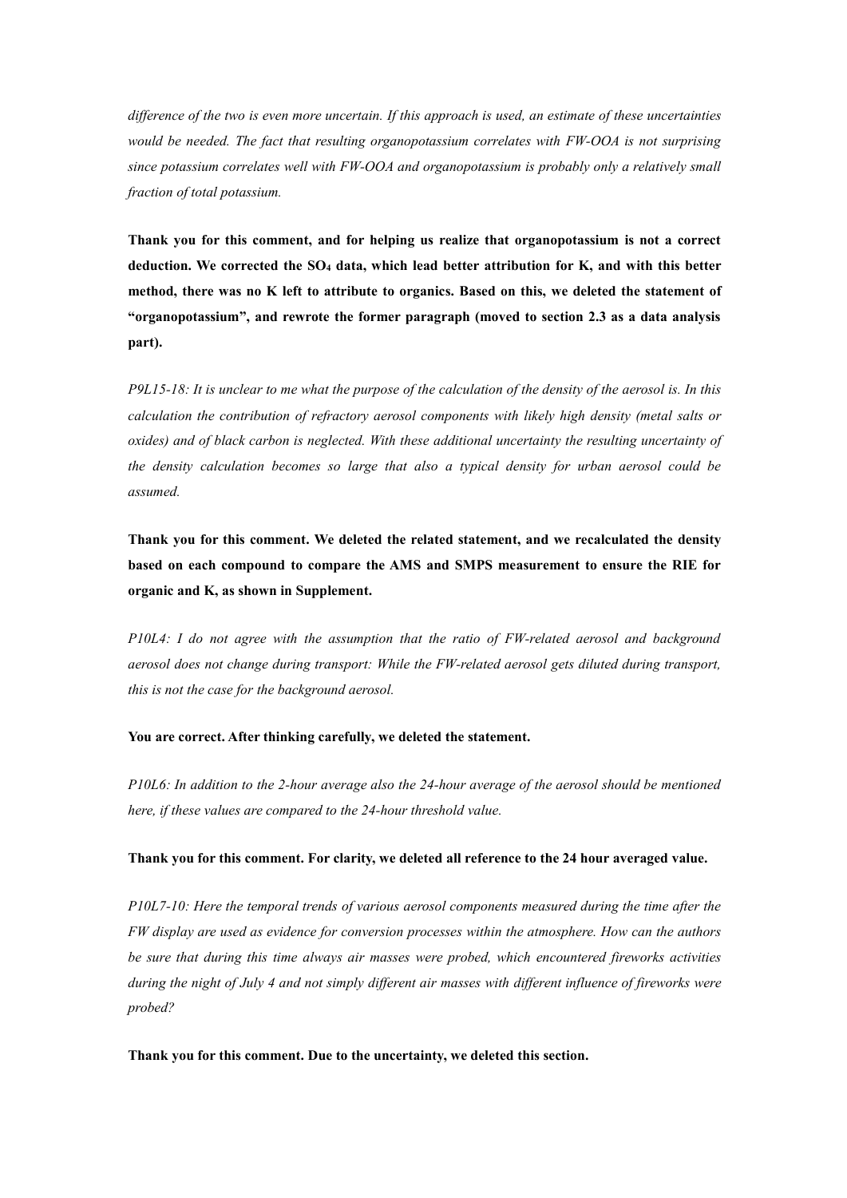*difference of the two is even more uncertain. If this approach is used, an estimate of these uncertainties would be needed. The fact that resulting organopotassium correlates with FW-OOA is not surprising since potassium correlates well with FW-OOA and organopotassium is probably only a relatively small fraction of total potassium.*

**Thank you for this comment, and for helping us realize that organopotassium is not a correct deduction. We corrected the $SO_4$ data, which lead better attribution for K, and with this better method, there was no K left to attribute to organics. Based on this, we deleted the statement of "organopotassium", and rewrote the former paragraph (moved to section 2.3 as a data analysis part).**

*P9L15-18: It is unclear to me what the purpose of the calculation of the density of the aerosol is. In this calculation the contribution of refractory aerosol components with likely high density (metal salts or oxides) and of black carbon is neglected. With these additional uncertainty the resulting uncertainty of the density calculation becomes so large that also a typical density for urban aerosol could be assumed.*

**Thank you for this comment. We deleted the related statement, and we recalculated the density based on each compound to compare the AMS and SMPS measurement to ensure the RIE for organic and K, as shown in Supplement.**

*P10L4: I do not agree with the assumption that the ratio of FW-related aerosol and background aerosol does not change during transport: While the FW-related aerosol gets diluted during transport, this is not the case for the background aerosol.*

**You are correct. After thinking carefully, we deleted the statement.**

*P10L6: In addition to the 2-hour average also the 24-hour average of the aerosol should be mentioned here, if these values are compared to the 24-hour threshold value.*

**Thank you for this comment. For clarity, we deleted all reference to the 24 hour averaged value.**

*P10L7-10: Here the temporal trends of various aerosol components measured during the time after the FW display are used as evidence for conversion processes within the atmosphere. How can the authors be sure that during this time always air masses were probed, which encountered fireworks activities during the night of July 4 and not simply different air masses with different influence of fireworks were probed?*

**Thank you for this comment. Due to the uncertainty, we deleted this section.**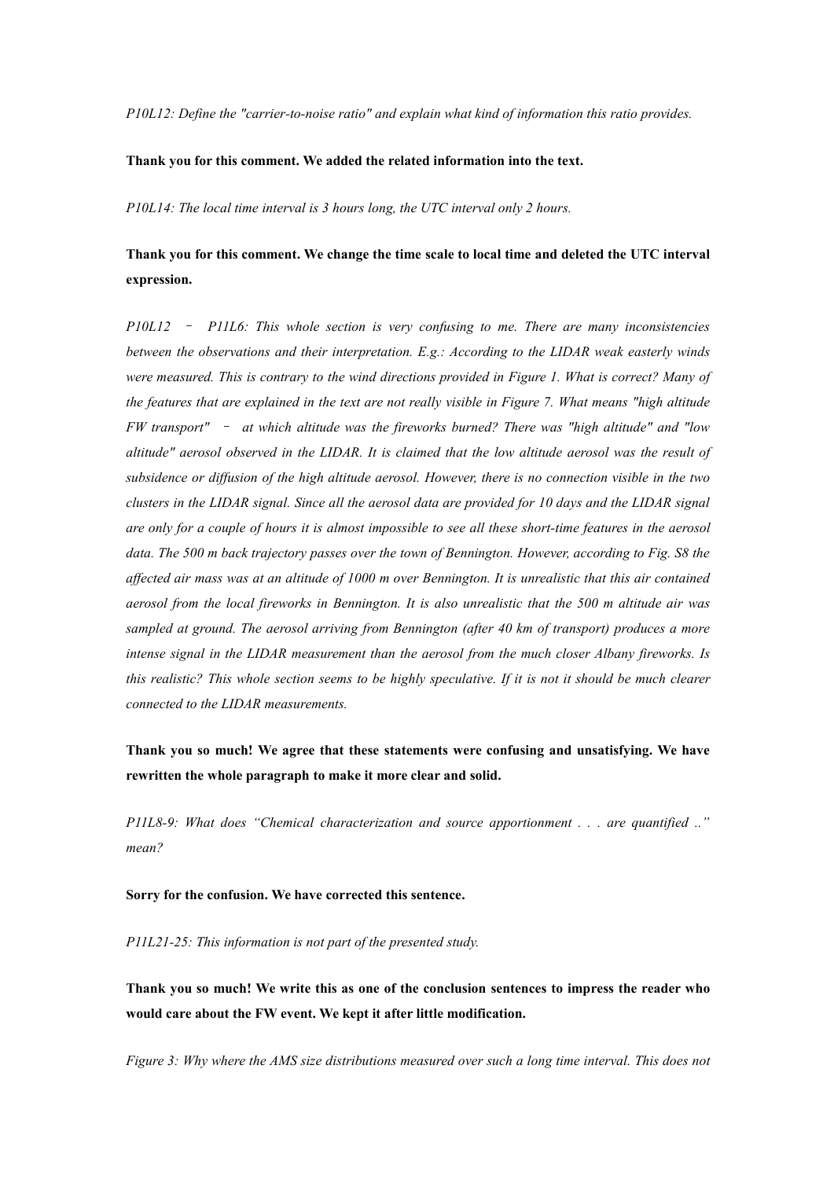*P10L12: Define the "carrier-to-noise ratio" and explain what kind of information this ratio provides.*

**Thank you for this comment. We added the related information into the text.**

*P10L14: The local time interval is 3 hours long, the UTC interval only 2 hours.*

**Thank you for this comment. We change the time scale to local time and deleted the UTC interval expression.**

*P10L12 – P11L6: This whole section is very confusing to me. There are many inconsistencies between the observations and their interpretation. E.g.: According to the LIDAR weak easterly winds were measured. This is contrary to the wind directions provided in Figure 1. What is correct? Many of the features that are explained in the text are not really visible in Figure 7. What means "high altitude FW transport" – at which altitude was the fireworks burned? There was "high altitude" and "low altitude" aerosol observed in the LIDAR. It is claimed that the low altitude aerosol was the result of subsidence or diffusion of the high altitude aerosol. However, there is no connection visible in the two clusters in the LIDAR signal. Since all the aerosol data are provided for 10 days and the LIDAR signal are only for a couple of hours it is almost impossible to see all these short-time features in the aerosol data. The 500 m back trajectory passes over the town of Bennington. However, according to Fig. S8 the affected air mass was at an altitude of 1000 m over Bennington. It is unrealistic that this air contained aerosol from the local fireworks in Bennington. It is also unrealistic that the 500 m altitude air was sampled at ground. The aerosol arriving from Bennington (after 40 km of transport) produces a more intense signal in the LIDAR measurement than the aerosol from the much closer Albany fireworks. Is this realistic? This whole section seems to be highly speculative. If it is not it should be much clearer connected to the LIDAR measurements.*

**Thank you so much! We agree that these statements were confusing and unsatisfying. We have rewritten the whole paragraph to make it more clear and solid.**

*P11L8-9: What does "Chemical characterization and source apportionment . . . are quantified .." mean?*

**Sorry for the confusion. We have corrected this sentence.**

*P11L21-25: This information is not part of the presented study.*

**Thank you so much! We write this as one of the conclusion sentences to impress the reader who would care about the FW event. We kept it after little modification.**

*Figure 3: Why where the AMS size distributions measured over such a long time interval. This does not*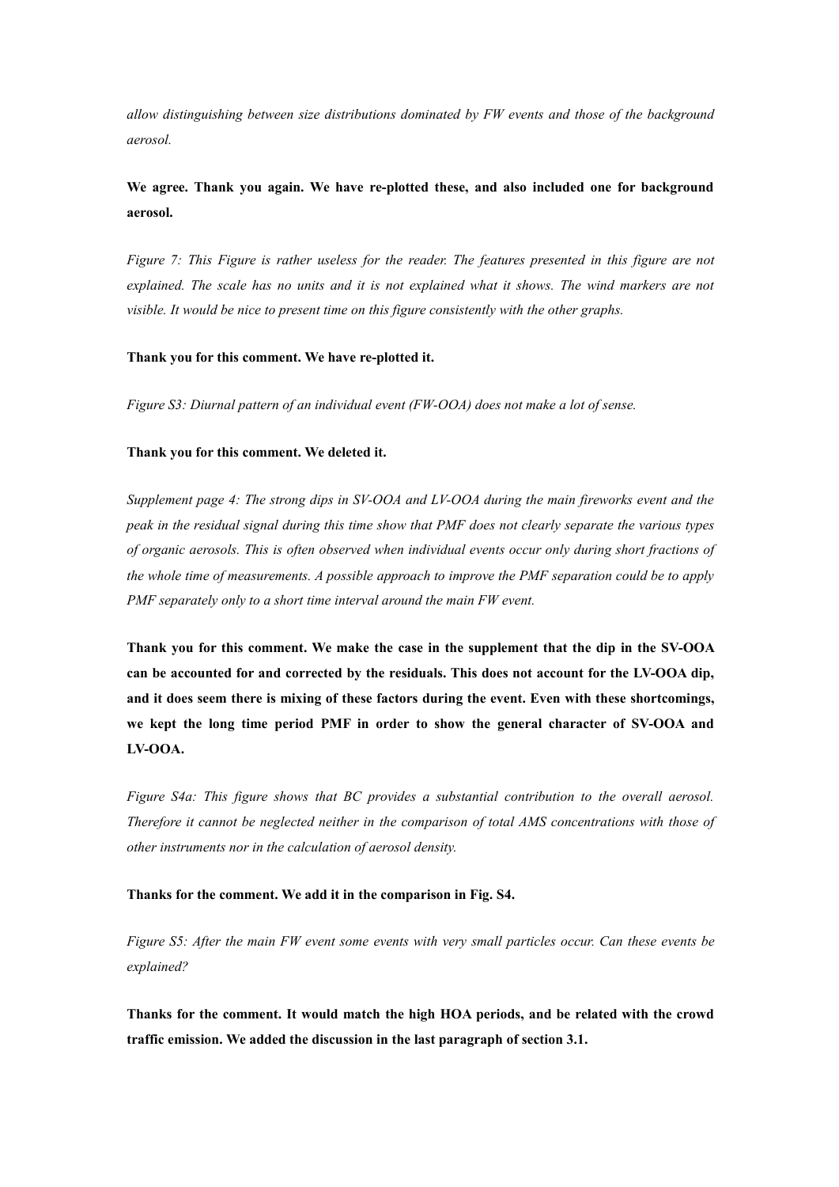*allow distinguishing between size distributions dominated by FW events and those of the background aerosol.*

**We agree. Thank you again. We have re-plotted these, and also included one for background aerosol.**

*Figure 7: This Figure is rather useless for the reader. The features presented in this figure are not explained. The scale has no units and it is not explained what it shows. The wind markers are not visible. It would be nice to present time on this figure consistently with the other graphs.*

**Thank you for this comment. We have re-plotted it.**

*Figure S3: Diurnal pattern of an individual event (FW-OOA) does not make a lot of sense.*

**Thank you for this comment. We deleted it.**

*Supplement page 4: The strong dips in SV-OOA and LV-OOA during the main fireworks event and the peak in the residual signal during this time show that PMF does not clearly separate the various types of organic aerosols. This is often observed when individual events occur only during short fractions of the whole time of measurements. A possible approach to improve the PMF separation could be to apply PMF separately only to a short time interval around the main FW event.*

**Thank you for this comment. We make the case in the supplement that the dip in the SV-OOA can be accounted for and corrected by the residuals. This does not account for the LV-OOA dip, and it does seem there is mixing of these factors during the event. Even with these shortcomings, we kept the long time period PMF in order to show the general character of SV-OOA and LV-OOA.**

*Figure S4a: This figure shows that BC provides a substantial contribution to the overall aerosol. Therefore it cannot be neglected neither in the comparison of total AMS concentrations with those of other instruments nor in the calculation of aerosol density.*

**Thanks for the comment. We add it in the comparison in Fig. S4.**

*Figure S5: After the main FW event some events with very small particles occur. Can these events be explained?*

**Thanks for the comment. It would match the high HOA periods, and be related with the crowd traffic emission. We added the discussion in the last paragraph of section 3.1.**